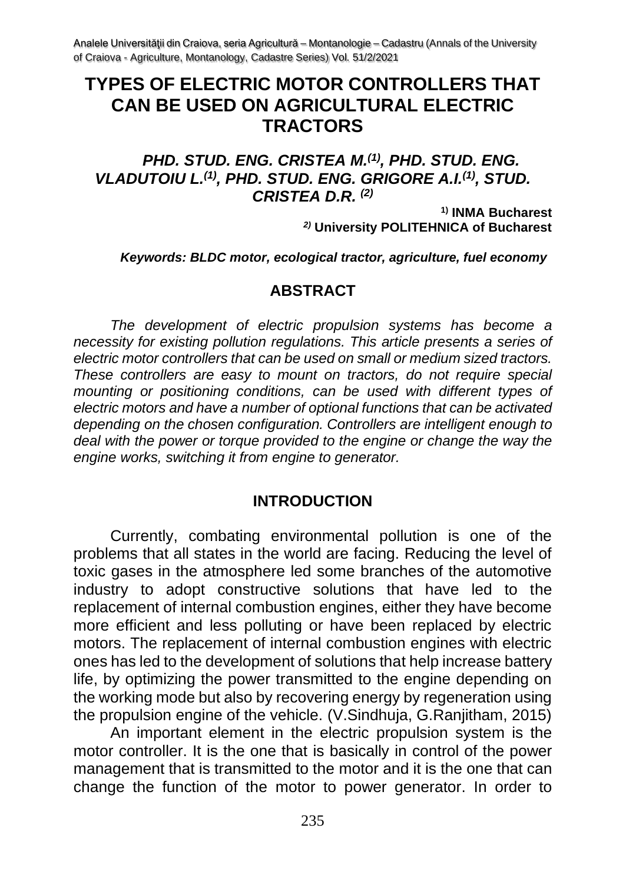# TYPES OF ELECTRIC MOTOR CONTROLLERS THAT CAN BE USED ON AGRICULTURAL ELECTRIC TRACTORS

***PHD. STUD. ENG. CRISTEA M.[(1)], PHD. STUD. ENG. VLADUTOIU L.[(1)], PHD. STUD. ENG. GRIGORE A.I.[(1)], STUD. CRISTEA D.R. [(2)]***

**[1)] INMA Bucharest**
***[2)]* University POLITEHNICA of Bucharest**

***Keywords: BLDC motor, ecological tractor, agriculture, fuel economy***

## ABSTRACT

*The development of electric propulsion systems has become a necessity for existing pollution regulations. This article presents a series of electric motor controllers that can be used on small or medium sized tractors. These controllers are easy to mount on tractors, do not require special mounting or positioning conditions, can be used with different types of electric motors and have a number of optional functions that can be activated depending on the chosen configuration. Controllers are intelligent enough to deal with the power or torque provided to the engine or change the way the engine works, switching it from engine to generator.*

## INTRODUCTION

Currently, combating environmental pollution is one of the problems that all states in the world are facing. Reducing the level of toxic gases in the atmosphere led some branches of the automotive industry to adopt constructive solutions that have led to the replacement of internal combustion engines, either they have become more efficient and less polluting or have been replaced by electric motors. The replacement of internal combustion engines with electric ones has led to the development of solutions that help increase battery life, by optimizing the power transmitted to the engine depending on the working mode but also by recovering energy by regeneration using the propulsion engine of the vehicle. (V.Sindhuja, G.Ranjitham, 2015)

An important element in the electric propulsion system is the motor controller. It is the one that is basically in control of the power management that is transmitted to the motor and it is the one that can change the function of the motor to power generator. In order to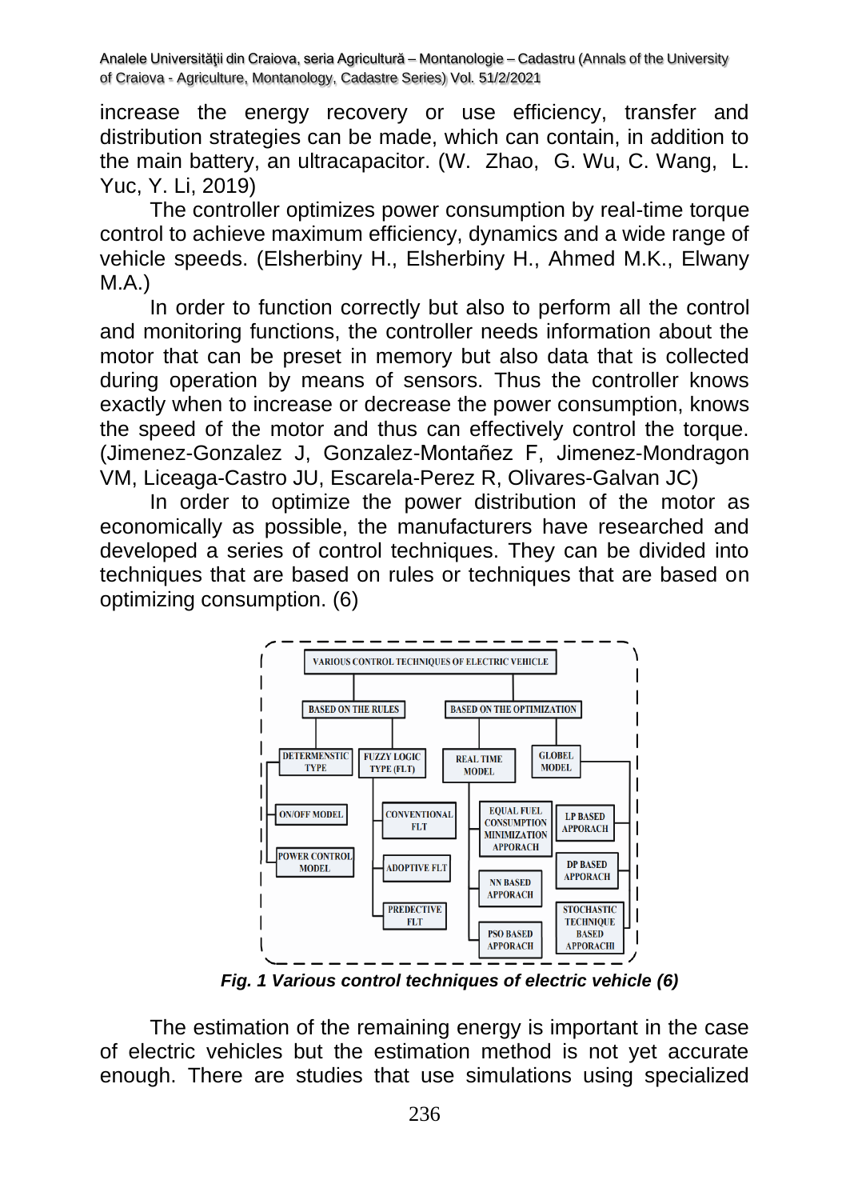increase the energy recovery or use efficiency, transfer and distribution strategies can be made, which can contain, in addition to the main battery, an ultracapacitor. (W. Zhao, G. Wu, C. Wang, L. Yuc, Y. Li, 2019)

The controller optimizes power consumption by real-time torque control to achieve maximum efficiency, dynamics and a wide range of vehicle speeds. (Elsherbiny H., Elsherbiny H., Ahmed M.K., Elwany M.A.)

In order to function correctly but also to perform all the control and monitoring functions, the controller needs information about the motor that can be preset in memory but also data that is collected during operation by means of sensors. Thus the controller knows exactly when to increase or decrease the power consumption, knows the speed of the motor and thus can effectively control the torque. (Jimenez-Gonzalez J, Gonzalez-Montañez F, Jimenez-Mondragon VM, Liceaga-Castro JU, Escarela-Perez R, Olivares-Galvan JC)

In order to optimize the power distribution of the motor as economically as possible, the manufacturers have researched and developed a series of control techniques. They can be divided into techniques that are based on rules or techniques that are based on optimizing consumption. (6)

VARIOUS CONTROL TECHNIQUES OF ELECTRIC VEHICLE

- BASED ON THE RULES
  - DETERMENSTIC TYPE
    - ON/OFF MODEL
    - POWER CONTROL MODEL
  - FUZZY LOGIC TYPE (FLT)
    - CONVENTIONAL FLT
    - ADOPTIVE FLT
    - PREDECTIVE FLT
- BASED ON THE OPTIMIZATION
  - REAL TIME MODEL
    - EQUAL FUEL CONSUMPTION MINIMIZATION APPORACH
    - NN BASED APPORACH
    - PSO BASED APPORACH
  - GLOBEL MODEL
    - LP BASED APPORACH
    - DP BASED APPORACH
    - STOCHASTIC TECHNIQUE BASED APPORACH

***Fig. 1 Various control techniques of electric vehicle (6)***

The estimation of the remaining energy is important in the case of electric vehicles but the estimation method is not yet accurate enough. There are studies that use simulations using specialized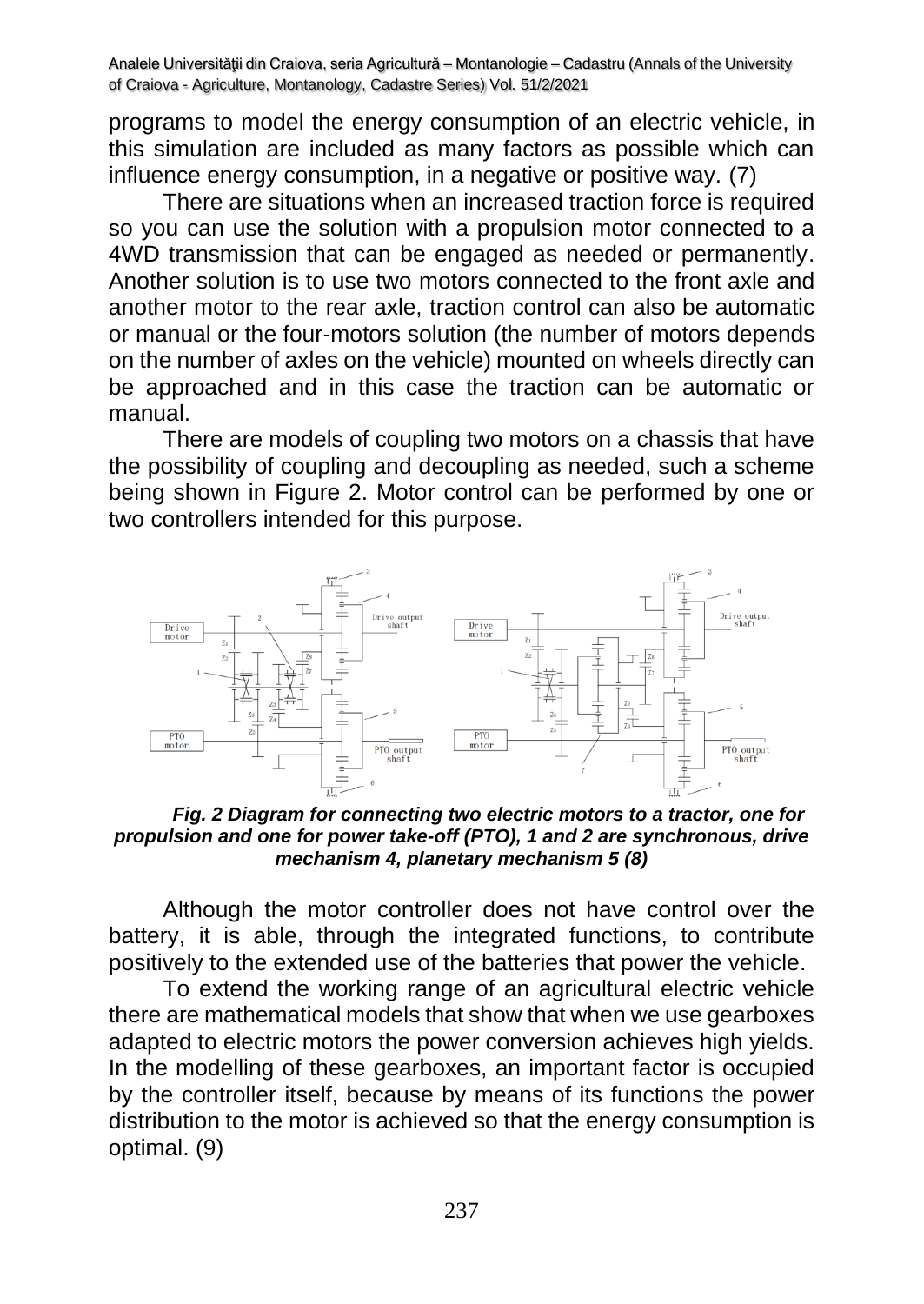programs to model the energy consumption of an electric vehicle, in this simulation are included as many factors as possible which can influence energy consumption, in a negative or positive way. (7)

There are situations when an increased traction force is required so you can use the solution with a propulsion motor connected to a 4WD transmission that can be engaged as needed or permanently. Another solution is to use two motors connected to the front axle and another motor to the rear axle, traction control can also be automatic or manual or the four-motors solution (the number of motors depends on the number of axles on the vehicle) mounted on wheels directly can be approached and in this case the traction can be automatic or manual.

There are models of coupling two motors on a chassis that have the possibility of coupling and decoupling as needed, such a scheme being shown in Figure 2. Motor control can be performed by one or two controllers intended for this purpose.

***Fig. 2 Diagram for connecting two electric motors to a tractor, one for propulsion and one for power take-off (PTO), 1 and 2 are synchronous, drive mechanism 4, planetary mechanism 5 (8)***

Although the motor controller does not have control over the battery, it is able, through the integrated functions, to contribute positively to the extended use of the batteries that power the vehicle.

To extend the working range of an agricultural electric vehicle there are mathematical models that show that when we use gearboxes adapted to electric motors the power conversion achieves high yields. In the modelling of these gearboxes, an important factor is occupied by the controller itself, because by means of its functions the power distribution to the motor is achieved so that the energy consumption is optimal. (9)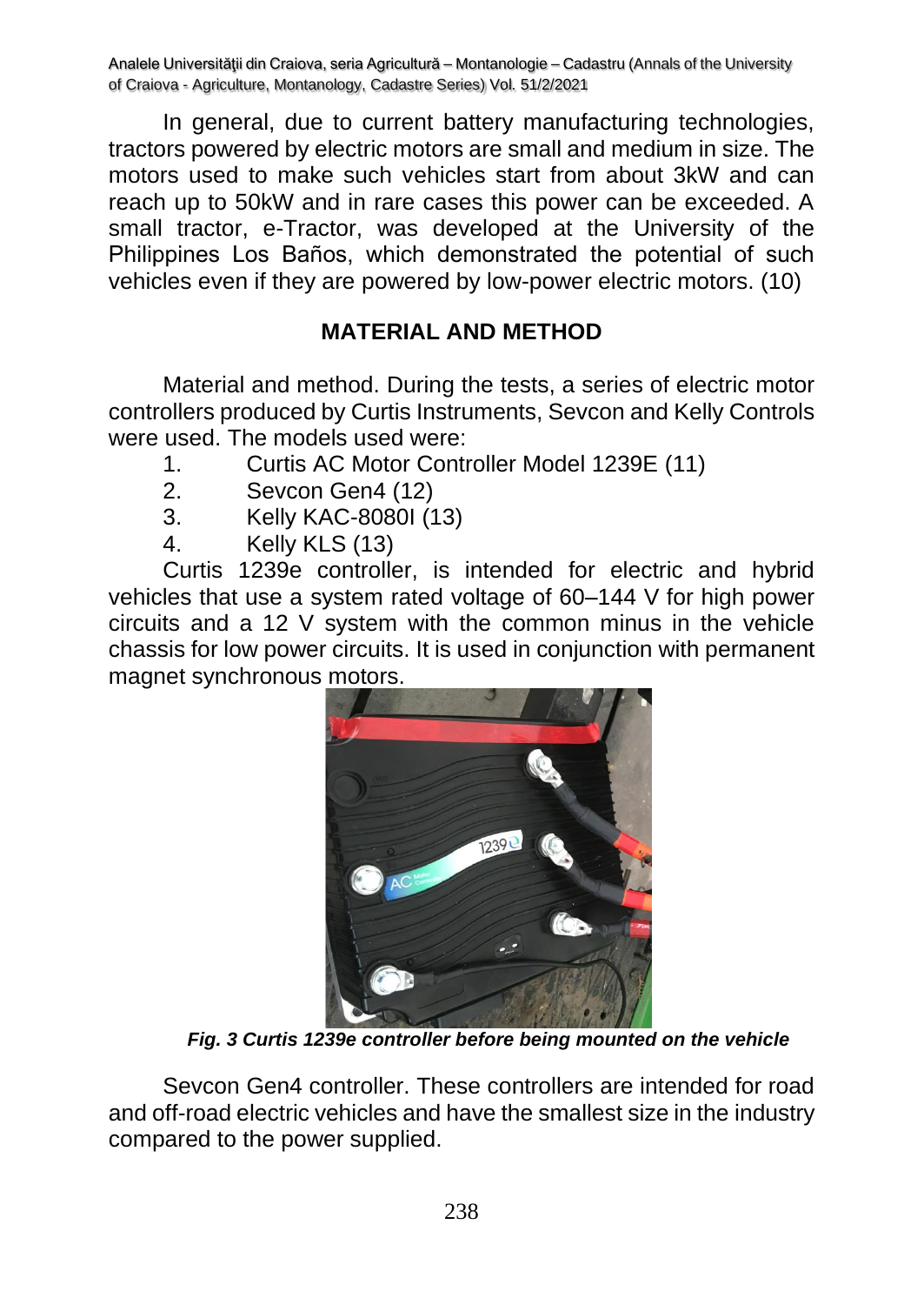In general, due to current battery manufacturing technologies, tractors powered by electric motors are small and medium in size. The motors used to make such vehicles start from about 3kW and can reach up to 50kW and in rare cases this power can be exceeded. A small tractor, e-Tractor, was developed at the University of the Philippines Los Baños, which demonstrated the potential of such vehicles even if they are powered by low-power electric motors. (10)

## MATERIAL AND METHOD

Material and method. During the tests, a series of electric motor controllers produced by Curtis Instruments, Sevcon and Kelly Controls were used. The models used were:

1. Curtis AC Motor Controller Model 1239E (11)
2. Sevcon Gen4 (12)
3. Kelly KAC-8080I (13)
4. Kelly KLS (13)

Curtis 1239e controller, is intended for electric and hybrid vehicles that use a system rated voltage of 60–144 V for high power circuits and a 12 V system with the common minus in the vehicle chassis for low power circuits. It is used in conjunction with permanent magnet synchronous motors.

***Fig. 3 Curtis 1239e controller before being mounted on the vehicle***

Sevcon Gen4 controller. These controllers are intended for road and off-road electric vehicles and have the smallest size in the industry compared to the power supplied.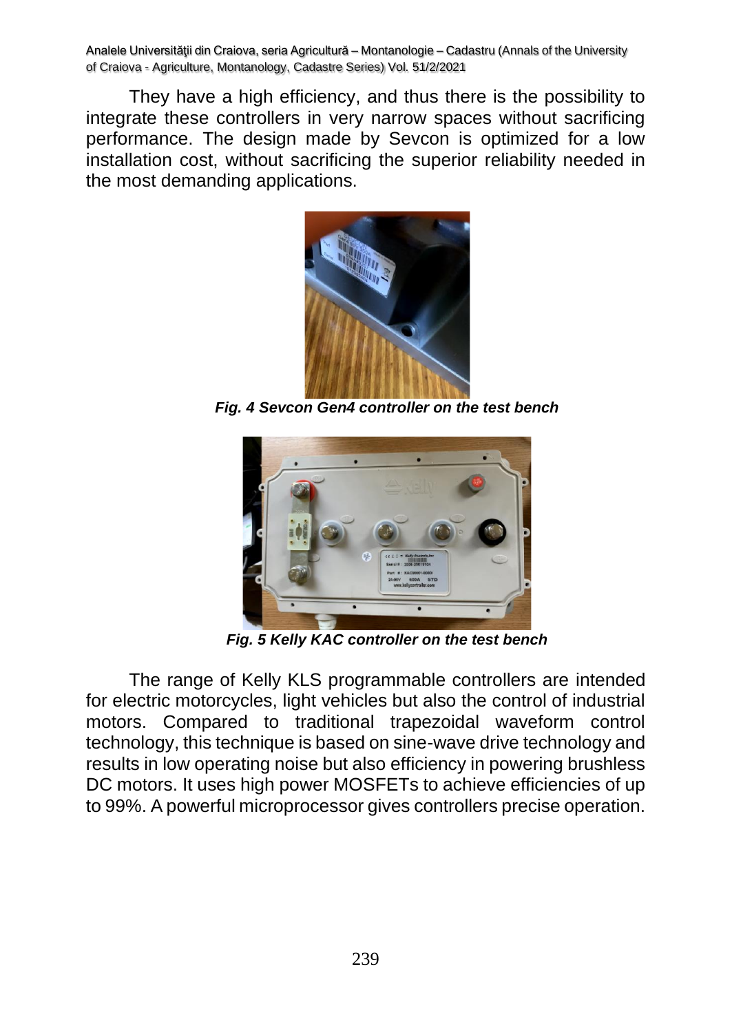They have a high efficiency, and thus there is the possibility to integrate these controllers in very narrow spaces without sacrificing performance. The design made by Sevcon is optimized for a low installation cost, without sacrificing the superior reliability needed in the most demanding applications.

***Fig. 4 Sevcon Gen4 controller on the test bench***

***Fig. 5 Kelly KAC controller on the test bench***

The range of Kelly KLS programmable controllers are intended for electric motorcycles, light vehicles but also the control of industrial motors. Compared to traditional trapezoidal waveform control technology, this technique is based on sine-wave drive technology and results in low operating noise but also efficiency in powering brushless DC motors. It uses high power MOSFETs to achieve efficiencies of up to 99%. A powerful microprocessor gives controllers precise operation.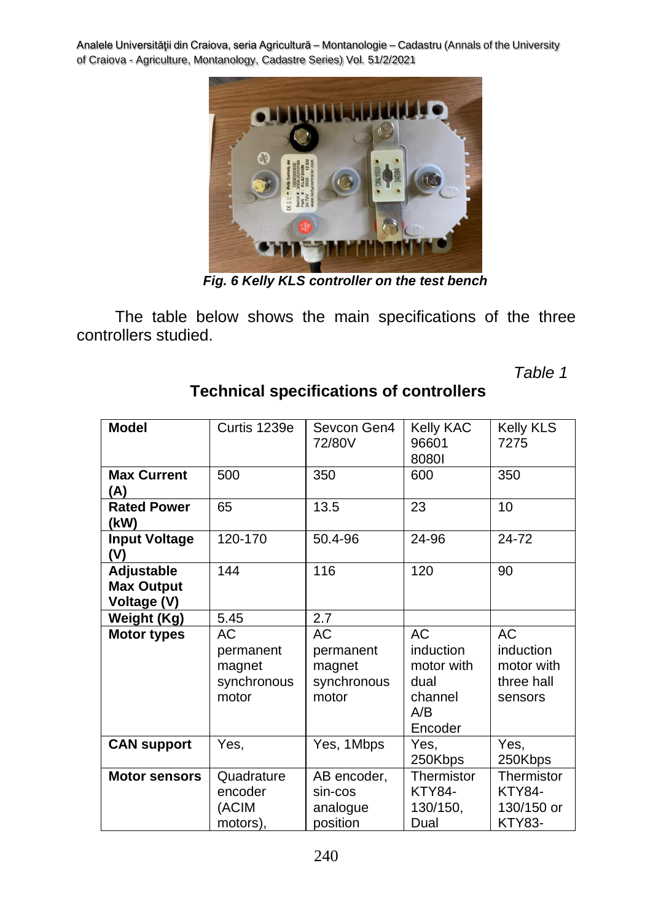*Fig. 6 Kelly KLS controller on the test bench*

The table below shows the main specifications of the three controllers studied.

*Table 1*

**Technical specifications of controllers**

| **Model** | Curtis 1239e | Sevcon Gen4 72/80V | Kelly KAC 96601 8080I | Kelly KLS 7275 |
|---|---|---|---|---|
| **Max Current (A)** | 500 | 350 | 600 | 350 |
| **Rated Power (kW)** | 65 | 13.5 | 23 | 10 |
| **Input Voltage (V)** | 120-170 | 50.4-96 | 24-96 | 24-72 |
| **Adjustable Max Output Voltage (V)** | 144 | 116 | 120 | 90 |
| **Weight (Kg)** | 5.45 | 2.7 | | |
| **Motor types** | AC permanent magnet synchronous motor | AC permanent magnet synchronous motor | AC induction motor with dual channel A/B Encoder | AC induction motor with three hall sensors |
| **CAN support** | Yes, | Yes, 1Mbps | Yes, 250Kbps | Yes, 250Kbps |
| **Motor sensors** | Quadrature encoder (ACIM motors), | AB encoder, sin-cos analogue position | Thermistor KTY84-130/150, Dual | Thermistor KTY84-130/150 or KTY83- |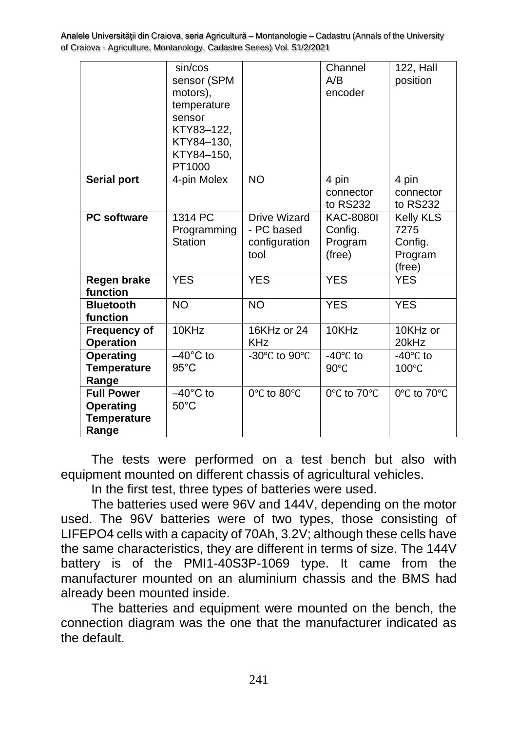| | sin/cos sensor (SPM motors), temperature sensor KTY83–122, KTY84–130, KTY84–150, PT1000 | | Channel A/B encoder | 122, Hall position |
|---|---|---|---|---|
| **Serial port** | 4-pin Molex | NO | 4 pin connector to RS232 | 4 pin connector to RS232 |
| **PC software** | 1314 PC Programming Station | Drive Wizard - PC based configuration tool | KAC-8080I Config. Program (free) | Kelly KLS 7275 Config. Program (free) |
| **Regen brake function** | YES | YES | YES | YES |
| **Bluetooth function** | NO | NO | YES | YES |
| **Frequency of Operation** | 10KHz | 16KHz or 24 KHz | 10KHz | 10KHz or 20kHz |
| **Operating Temperature Range** | –40°C to 95°C | -30℃ to 90℃ | -40℃ to 90℃ | -40℃ to 100℃ |
| **Full Power Operating Temperature Range** | –40°C to 50°C | 0℃ to 80℃ | 0℃ to 70℃ | 0℃ to 70℃ |

The tests were performed on a test bench but also with equipment mounted on different chassis of agricultural vehicles.

In the first test, three types of batteries were used.

The batteries used were 96V and 144V, depending on the motor used. The 96V batteries were of two types, those consisting of LIFEPO4 cells with a capacity of 70Ah, 3.2V; although these cells have the same characteristics, they are different in terms of size. The 144V battery is of the PMI1-40S3P-1069 type. It came from the manufacturer mounted on an aluminium chassis and the BMS had already been mounted inside.

The batteries and equipment were mounted on the bench, the connection diagram was the one that the manufacturer indicated as the default.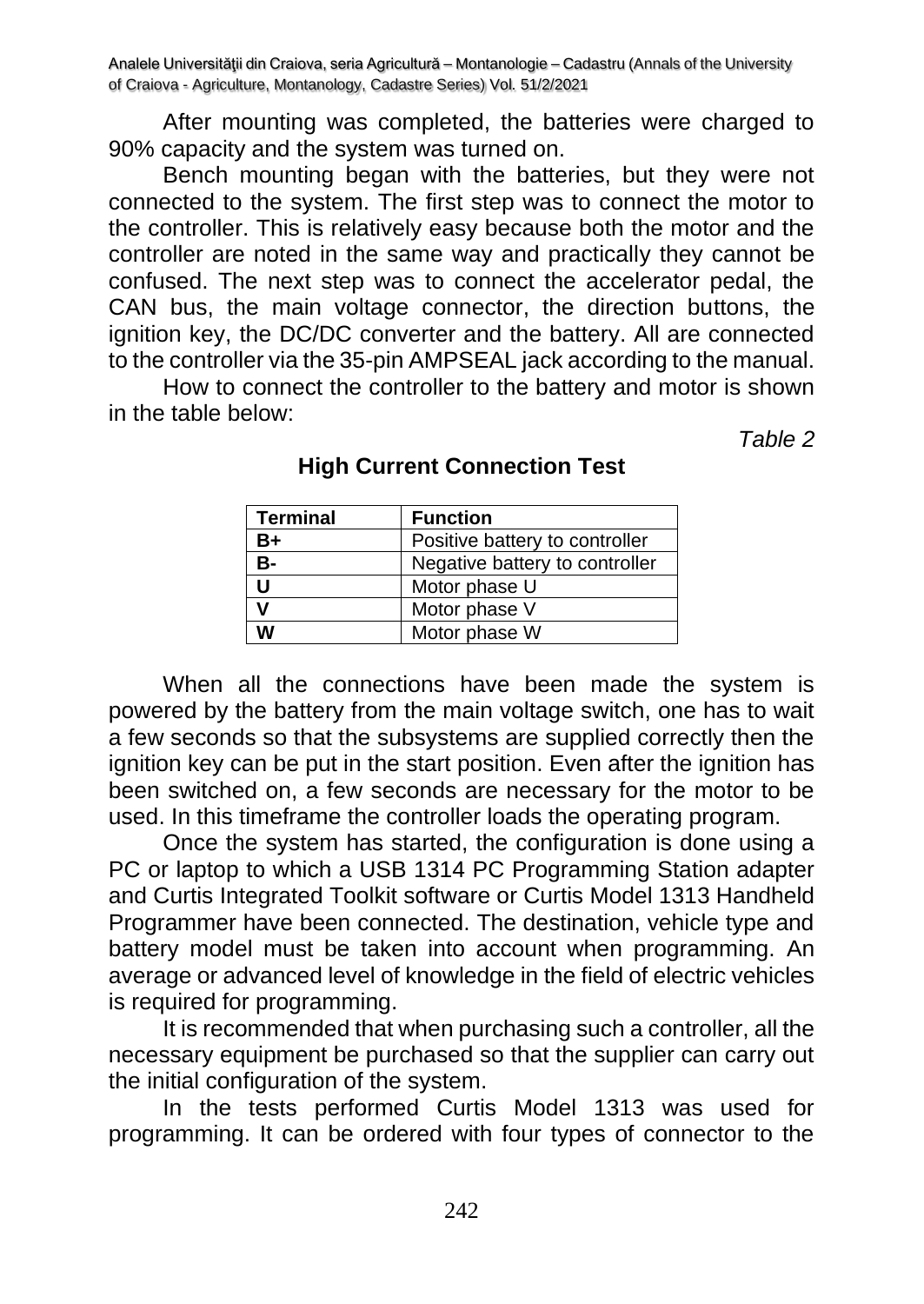After mounting was completed, the batteries were charged to 90% capacity and the system was turned on.

Bench mounting began with the batteries, but they were not connected to the system. The first step was to connect the motor to the controller. This is relatively easy because both the motor and the controller are noted in the same way and practically they cannot be confused. The next step was to connect the accelerator pedal, the CAN bus, the main voltage connector, the direction buttons, the ignition key, the DC/DC converter and the battery. All are connected to the controller via the 35-pin AMPSEAL jack according to the manual.

How to connect the controller to the battery and motor is shown in the table below:

*Table 2*

**High Current Connection Test**

| Terminal | Function |
|---|---|
| **B+** | Positive battery to controller |
| **B-** | Negative battery to controller |
| **U** | Motor phase U |
| **V** | Motor phase V |
| **W** | Motor phase W |

When all the connections have been made the system is powered by the battery from the main voltage switch, one has to wait a few seconds so that the subsystems are supplied correctly then the ignition key can be put in the start position. Even after the ignition has been switched on, a few seconds are necessary for the motor to be used. In this timeframe the controller loads the operating program.

Once the system has started, the configuration is done using a PC or laptop to which a USB 1314 PC Programming Station adapter and Curtis Integrated Toolkit software or Curtis Model 1313 Handheld Programmer have been connected. The destination, vehicle type and battery model must be taken into account when programming. An average or advanced level of knowledge in the field of electric vehicles is required for programming.

It is recommended that when purchasing such a controller, all the necessary equipment be purchased so that the supplier can carry out the initial configuration of the system.

In the tests performed Curtis Model 1313 was used for programming. It can be ordered with four types of connector to the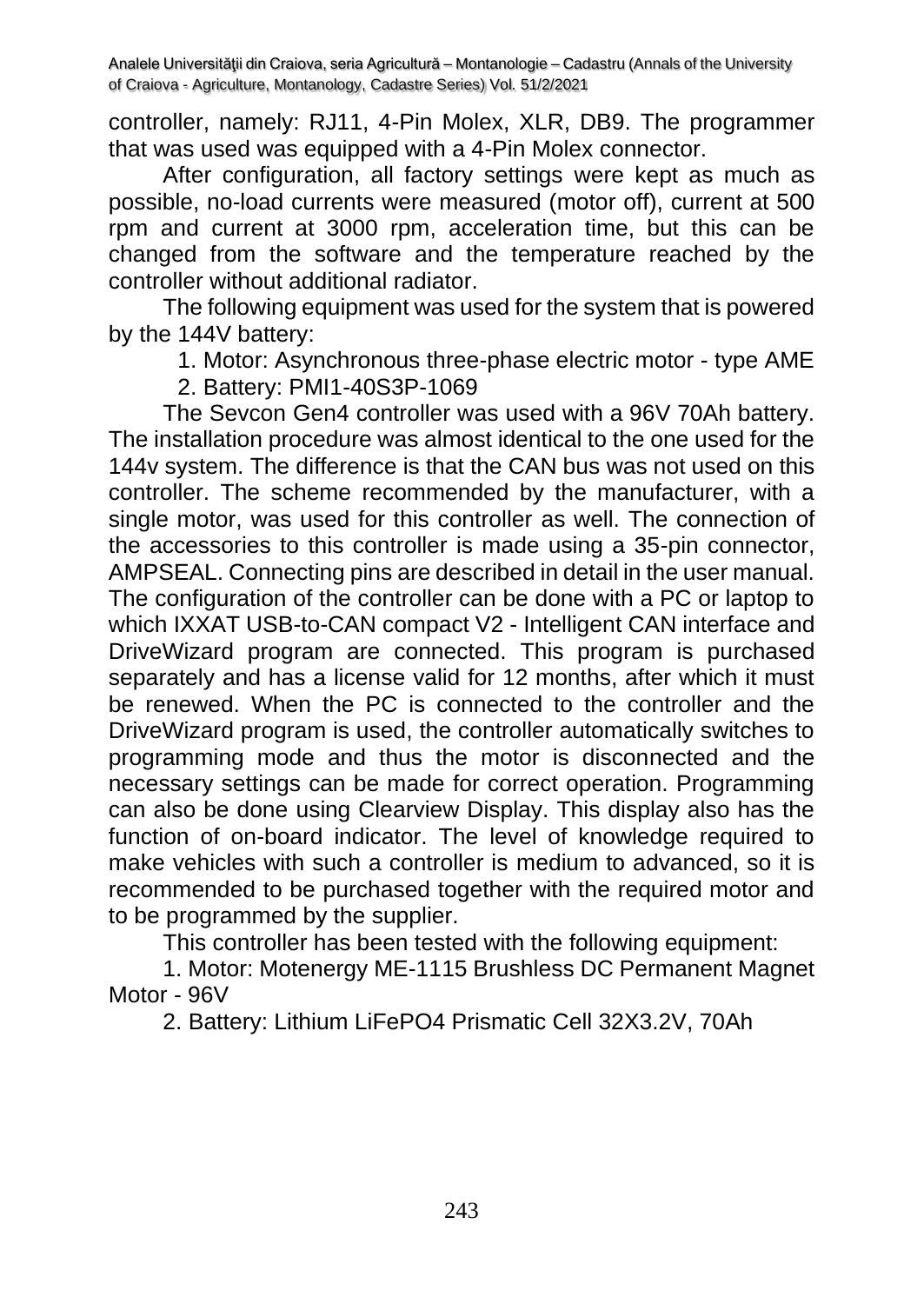controller, namely: RJ11, 4-Pin Molex, XLR, DB9. The programmer that was used was equipped with a 4-Pin Molex connector.

After configuration, all factory settings were kept as much as possible, no-load currents were measured (motor off), current at 500 rpm and current at 3000 rpm, acceleration time, but this can be changed from the software and the temperature reached by the controller without additional radiator.

The following equipment was used for the system that is powered by the 144V battery:

1. Motor: Asynchronous three-phase electric motor - type AME
2. Battery: PMI1-40S3P-1069

The Sevcon Gen4 controller was used with a 96V 70Ah battery. The installation procedure was almost identical to the one used for the 144v system. The difference is that the CAN bus was not used on this controller. The scheme recommended by the manufacturer, with a single motor, was used for this controller as well. The connection of the accessories to this controller is made using a 35-pin connector, AMPSEAL. Connecting pins are described in detail in the user manual. The configuration of the controller can be done with a PC or laptop to which IXXAT USB-to-CAN compact V2 - Intelligent CAN interface and DriveWizard program are connected. This program is purchased separately and has a license valid for 12 months, after which it must be renewed. When the PC is connected to the controller and the DriveWizard program is used, the controller automatically switches to programming mode and thus the motor is disconnected and the necessary settings can be made for correct operation. Programming can also be done using Clearview Display. This display also has the function of on-board indicator. The level of knowledge required to make vehicles with such a controller is medium to advanced, so it is recommended to be purchased together with the required motor and to be programmed by the supplier.

This controller has been tested with the following equipment:

1. Motor: Motenergy ME-1115 Brushless DC Permanent Magnet Motor - 96V
2. Battery: Lithium LiFePO4 Prismatic Cell 32X3.2V, 70Ah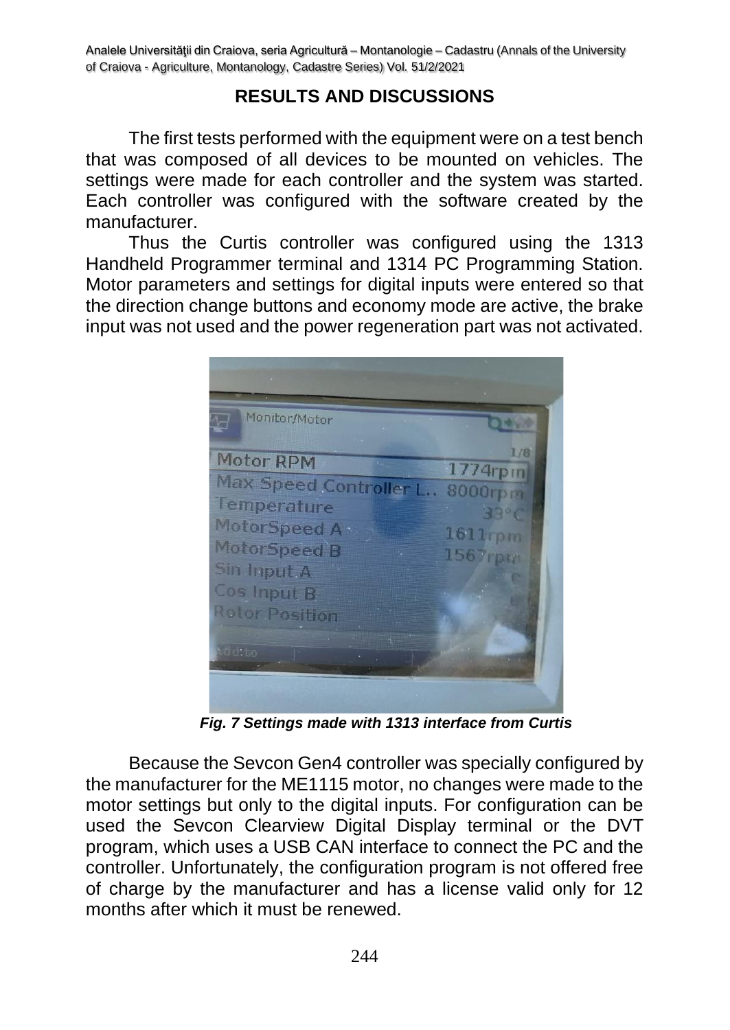## RESULTS AND DISCUSSIONS

The first tests performed with the equipment were on a test bench that was composed of all devices to be mounted on vehicles. The settings were made for each controller and the system was started. Each controller was configured with the software created by the manufacturer.

Thus the Curtis controller was configured using the 1313 Handheld Programmer terminal and 1314 PC Programming Station. Motor parameters and settings for digital inputs were entered so that the direction change buttons and economy mode are active, the brake input was not used and the power regeneration part was not activated.

***Fig. 7 Settings made with 1313 interface from Curtis***

Because the Sevcon Gen4 controller was specially configured by the manufacturer for the ME1115 motor, no changes were made to the motor settings but only to the digital inputs. For configuration can be used the Sevcon Clearview Digital Display terminal or the DVT program, which uses a USB CAN interface to connect the PC and the controller. Unfortunately, the configuration program is not offered free of charge by the manufacturer and has a license valid only for 12 months after which it must be renewed.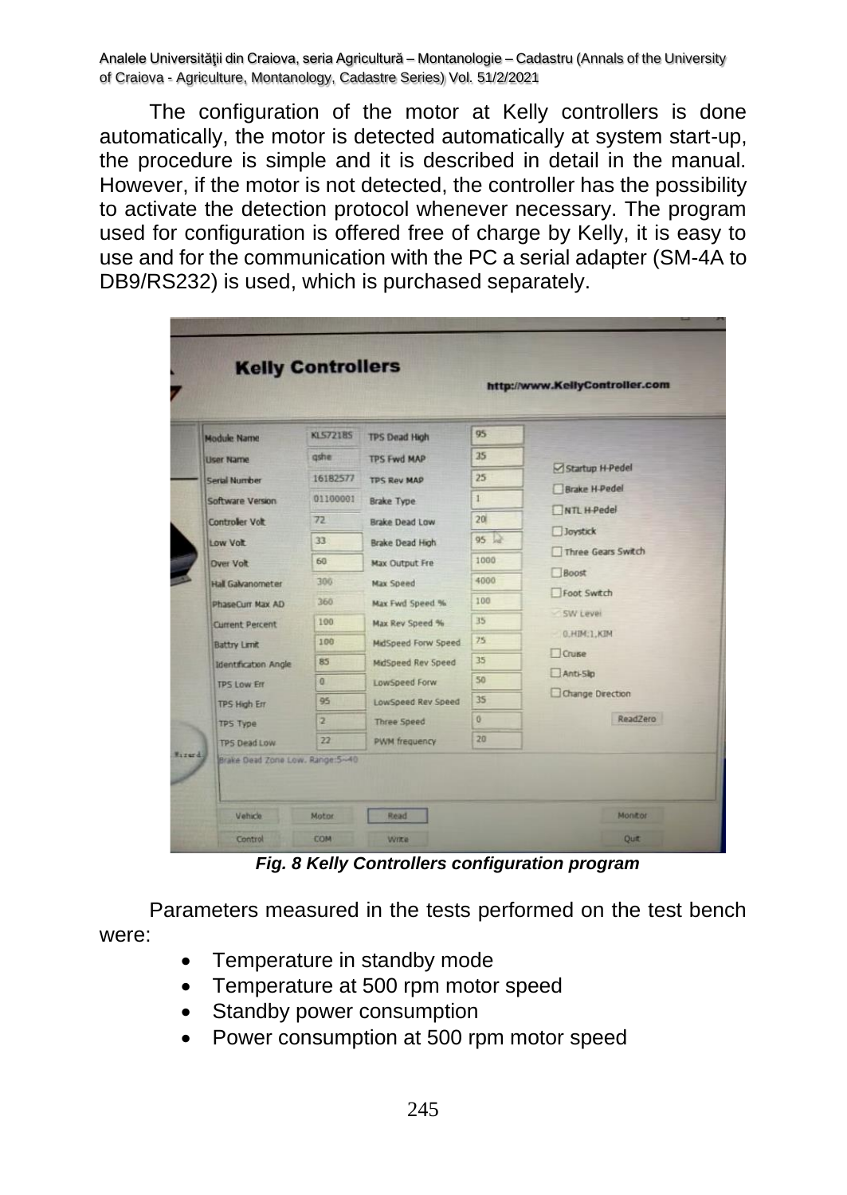The configuration of the motor at Kelly controllers is done automatically, the motor is detected automatically at system start-up, the procedure is simple and it is described in detail in the manual. However, if the motor is not detected, the controller has the possibility to activate the detection protocol whenever necessary. The program used for configuration is offered free of charge by Kelly, it is easy to use and for the communication with the PC a serial adapter (SM-4A to DB9/RS232) is used, which is purchased separately.

***Fig. 8 Kelly Controllers configuration program***

Parameters measured in the tests performed on the test bench were:

- Temperature in standby mode
- Temperature at 500 rpm motor speed
- Standby power consumption
- Power consumption at 500 rpm motor speed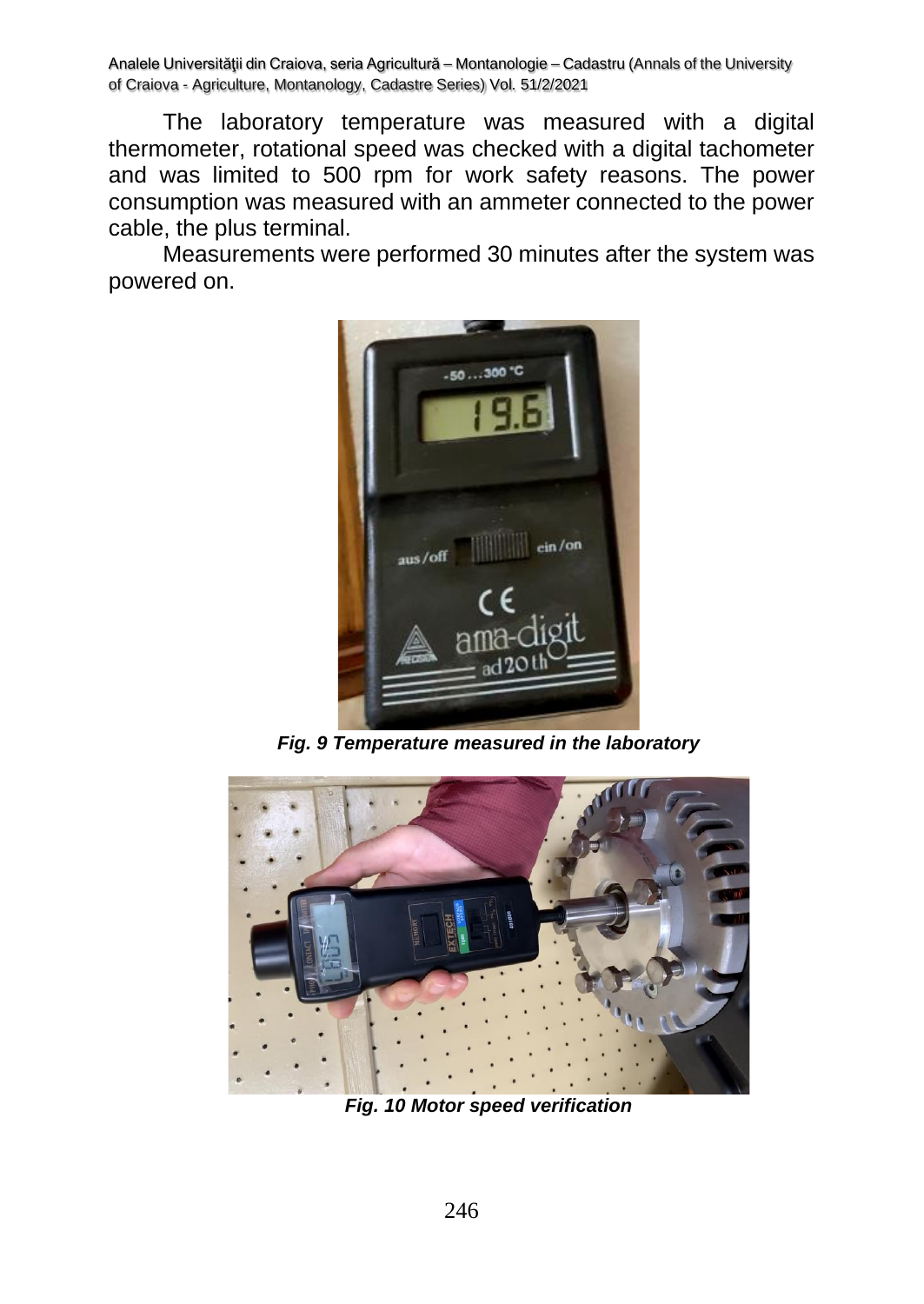The laboratory temperature was measured with a digital thermometer, rotational speed was checked with a digital tachometer and was limited to 500 rpm for work safety reasons. The power consumption was measured with an ammeter connected to the power cable, the plus terminal.

Measurements were performed 30 minutes after the system was powered on.

***Fig. 9 Temperature measured in the laboratory***

***Fig. 10 Motor speed verification***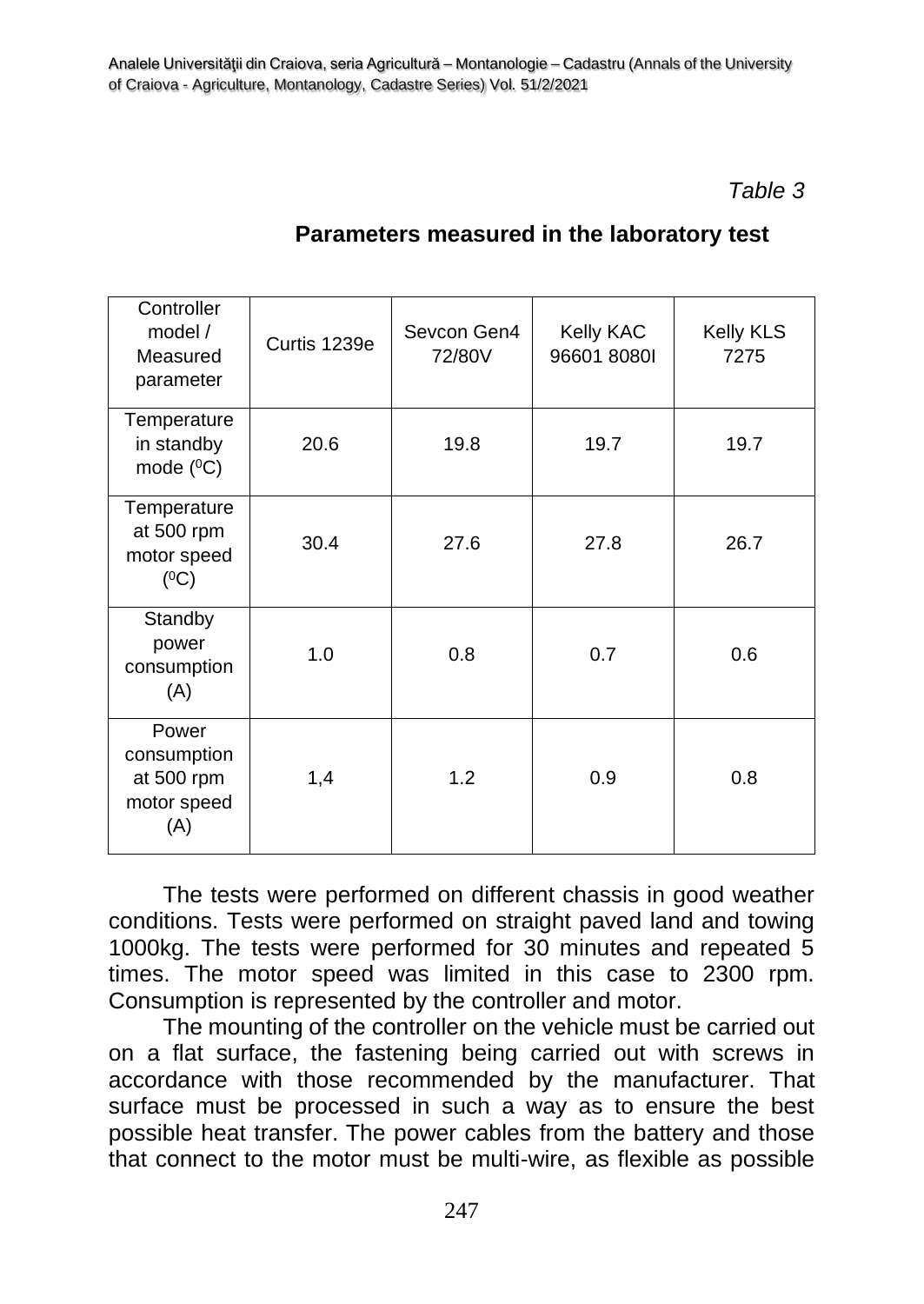*Table 3*

**Parameters measured in the laboratory test**

| Controller model / Measured parameter | Curtis 1239e | Sevcon Gen4 72/80V | Kelly KAC 96601 8080I | Kelly KLS 7275 |
|---|---|---|---|---|
| Temperature in standby mode ($^0$C) | 20.6 | 19.8 | 19.7 | 19.7 |
| Temperature at 500 rpm motor speed ($^0$C) | 30.4 | 27.6 | 27.8 | 26.7 |
| Standby power consumption (A) | 1.0 | 0.8 | 0.7 | 0.6 |
| Power consumption at 500 rpm motor speed (A) | 1,4 | 1.2 | 0.9 | 0.8 |

The tests were performed on different chassis in good weather conditions. Tests were performed on straight paved land and towing 1000kg. The tests were performed for 30 minutes and repeated 5 times. The motor speed was limited in this case to 2300 rpm. Consumption is represented by the controller and motor.

The mounting of the controller on the vehicle must be carried out on a flat surface, the fastening being carried out with screws in accordance with those recommended by the manufacturer. That surface must be processed in such a way as to ensure the best possible heat transfer. The power cables from the battery and those that connect to the motor must be multi-wire, as flexible as possible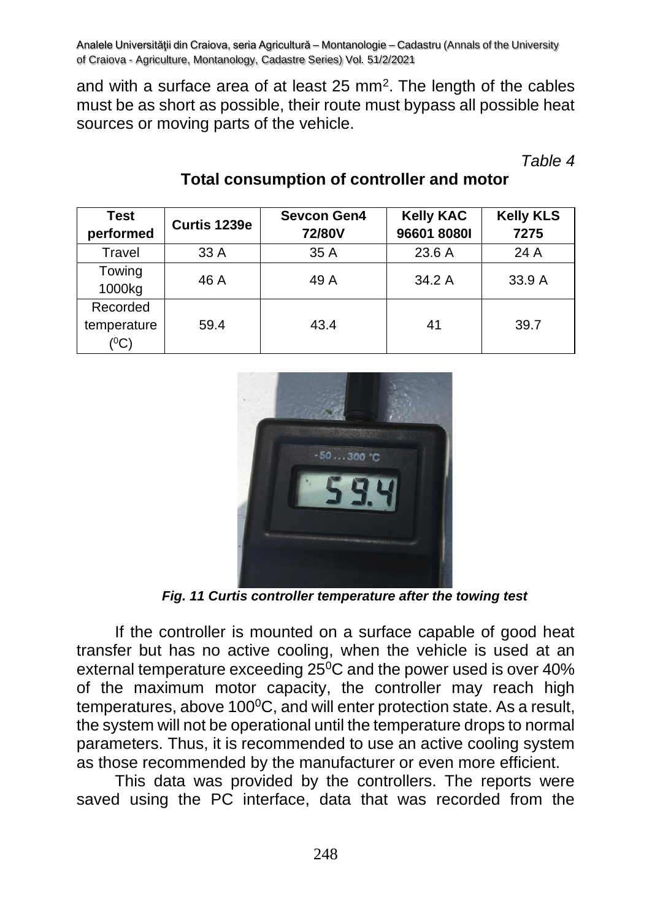and with a surface area of at least 25 mm$^2$. The length of the cables must be as short as possible, their route must bypass all possible heat sources or moving parts of the vehicle.

*Table 4*

**Total consumption of controller and motor**

| Test performed | Curtis 1239e | Sevcon Gen4 72/80V | Kelly KAC 96601 8080I | Kelly KLS 7275 |
|---|---|---|---|---|
| Travel | 33 A | 35 A | 23.6 A | 24 A |
| Towing 1000kg | 46 A | 49 A | 34.2 A | 33.9 A |
| Recorded temperature ($^0$C) | 59.4 | 43.4 | 41 | 39.7 |

***Fig. 11 Curtis controller temperature after the towing test***

If the controller is mounted on a surface capable of good heat transfer but has no active cooling, when the vehicle is used at an external temperature exceeding 25$^0$C and the power used is over 40% of the maximum motor capacity, the controller may reach high temperatures, above 100$^0$C, and will enter protection state. As a result, the system will not be operational until the temperature drops to normal parameters. Thus, it is recommended to use an active cooling system as those recommended by the manufacturer or even more efficient.

This data was provided by the controllers. The reports were saved using the PC interface, data that was recorded from the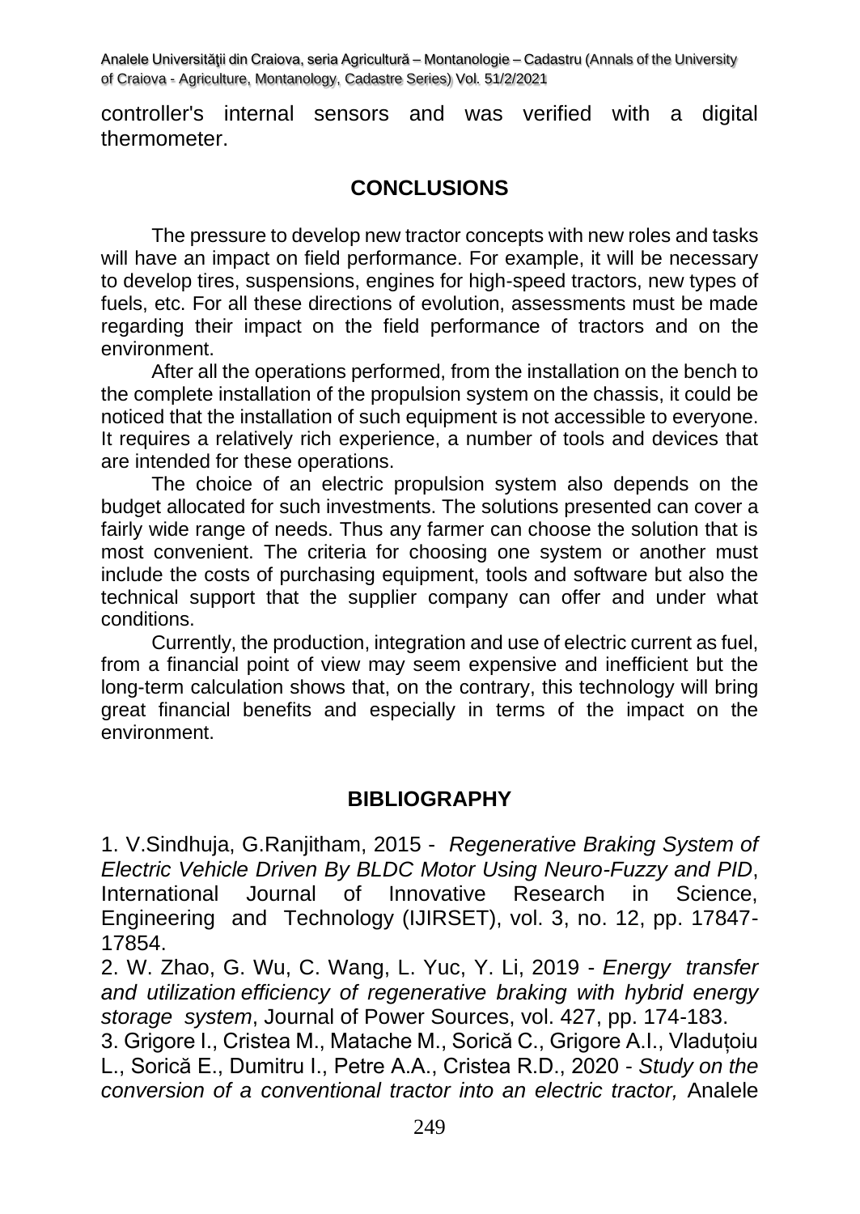controller's internal sensors and was verified with a digital thermometer.

## CONCLUSIONS

The pressure to develop new tractor concepts with new roles and tasks will have an impact on field performance. For example, it will be necessary to develop tires, suspensions, engines for high-speed tractors, new types of fuels, etc. For all these directions of evolution, assessments must be made regarding their impact on the field performance of tractors and on the environment.

After all the operations performed, from the installation on the bench to the complete installation of the propulsion system on the chassis, it could be noticed that the installation of such equipment is not accessible to everyone. It requires a relatively rich experience, a number of tools and devices that are intended for these operations.

The choice of an electric propulsion system also depends on the budget allocated for such investments. The solutions presented can cover a fairly wide range of needs. Thus any farmer can choose the solution that is most convenient. The criteria for choosing one system or another must include the costs of purchasing equipment, tools and software but also the technical support that the supplier company can offer and under what conditions.

Currently, the production, integration and use of electric current as fuel, from a financial point of view may seem expensive and inefficient but the long-term calculation shows that, on the contrary, this technology will bring great financial benefits and especially in terms of the impact on the environment.

## BIBLIOGRAPHY

1. V.Sindhuja, G.Ranjitham, 2015 - *Regenerative Braking System of Electric Vehicle Driven By BLDC Motor Using Neuro-Fuzzy and PID*, International Journal of Innovative Research in Science, Engineering and Technology (IJIRSET), vol. 3, no. 12, pp. 17847-17854.
2. W. Zhao, G. Wu, C. Wang, L. Yuc, Y. Li, 2019 - *Energy transfer and utilization efficiency of regenerative braking with hybrid energy storage system*, Journal of Power Sources, vol. 427, pp. 174-183.
3. Grigore I., Cristea M., Matache M., Sorică C., Grigore A.I., Vladuțoiu L., Sorică E., Dumitru I., Petre A.A., Cristea R.D., 2020 - *Study on the conversion of a conventional tractor into an electric tractor,* Analele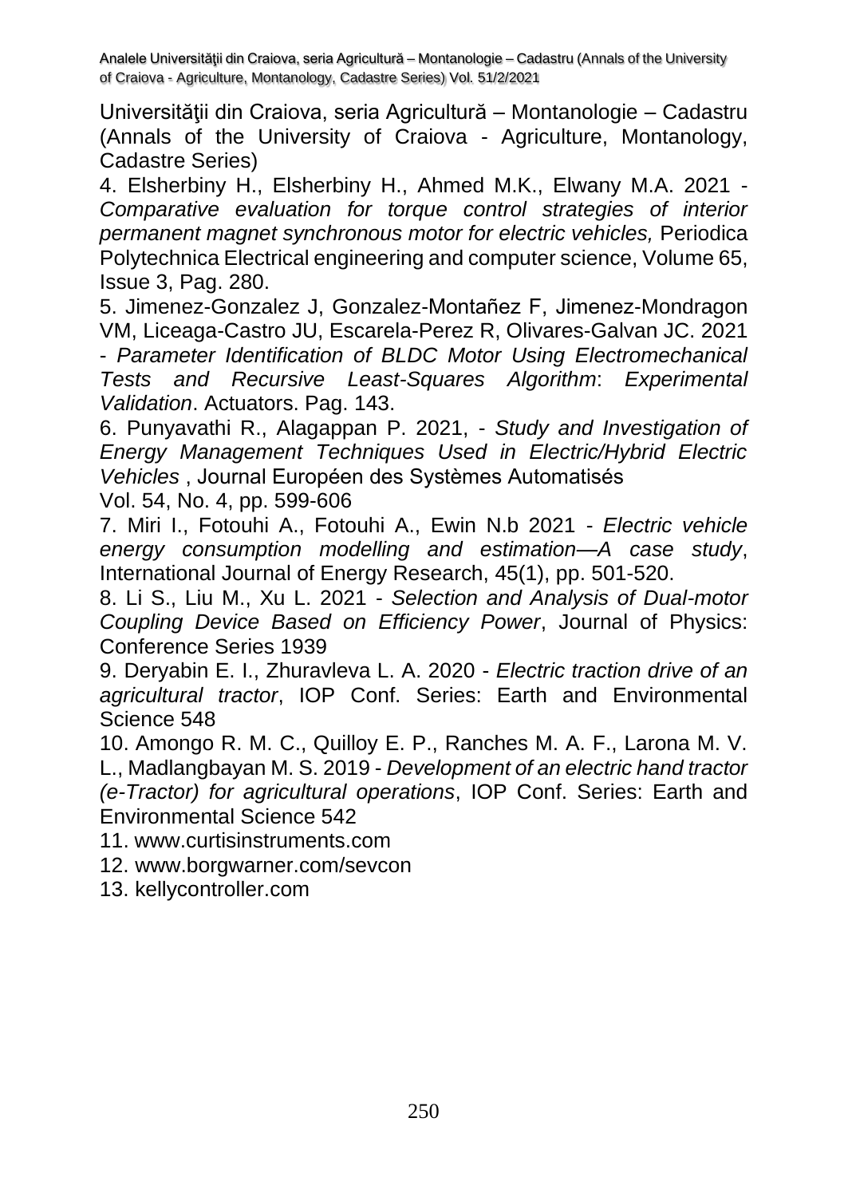Universităţii din Craiova, seria Agricultură – Montanologie – Cadastru (Annals of the University of Craiova - Agriculture, Montanology, Cadastre Series)

4. Elsherbiny H., Elsherbiny H., Ahmed M.K., Elwany M.A. 2021 - *Comparative evaluation for torque control strategies of interior permanent magnet synchronous motor for electric vehicles,* Periodica Polytechnica Electrical engineering and computer science, Volume 65, Issue 3, Pag. 280.

5. Jimenez-Gonzalez J, Gonzalez-Montañez F, Jimenez-Mondragon VM, Liceaga-Castro JU, Escarela-Perez R, Olivares-Galvan JC. 2021 - *Parameter Identification of BLDC Motor Using Electromechanical Tests and Recursive Least-Squares Algorithm*: *Experimental Validation*. Actuators. Pag. 143.

6. Punyavathi R., Alagappan P. 2021, - *Study and Investigation of Energy Management Techniques Used in Electric/Hybrid Electric Vehicles* , Journal Européen des Systèmes Automatisés Vol. 54, No. 4, pp. 599-606

7. Miri I., Fotouhi A., Fotouhi A., Ewin N.b 2021 - *Electric vehicle energy consumption modelling and estimation—A case study*, International Journal of Energy Research, 45(1), pp. 501-520.

8. Li S., Liu M., Xu L. 2021 - *Selection and Analysis of Dual-motor Coupling Device Based on Efficiency Power*, Journal of Physics: Conference Series 1939

9. Deryabin E. I., Zhuravleva L. A. 2020 - *Electric traction drive of an agricultural tractor*, IOP Conf. Series: Earth and Environmental Science 548

10. Amongo R. M. C., Quilloy E. P., Ranches M. A. F., Larona M. V. L., Madlangbayan M. S. 2019 - *Development of an electric hand tractor (e-Tractor) for agricultural operations*, IOP Conf. Series: Earth and Environmental Science 542

11. www.curtisinstruments.com

12. www.borgwarner.com/sevcon

13. kellycontroller.com